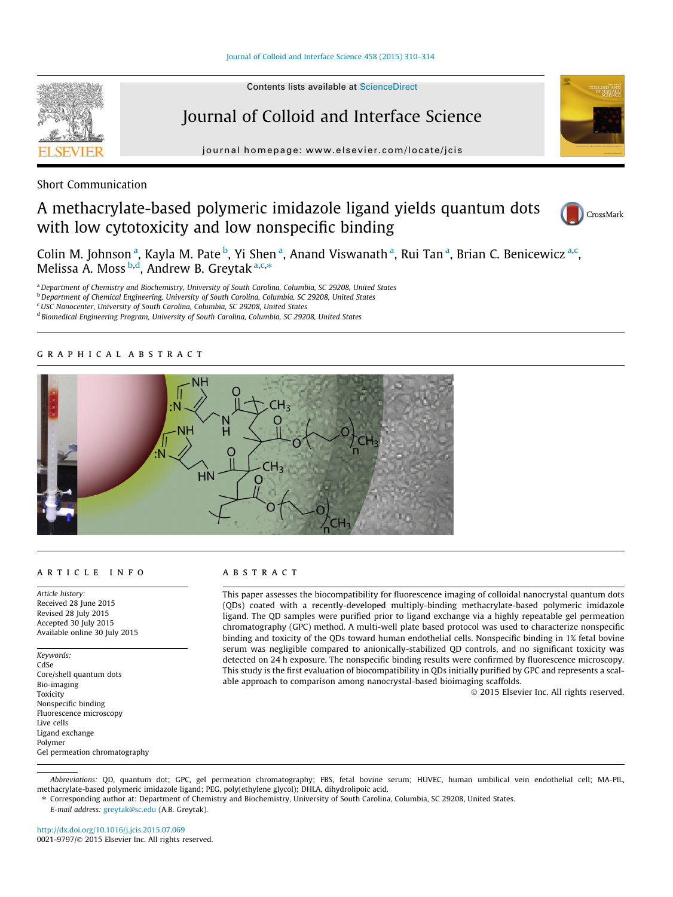Short Communication

# A methacrylate-based polymeric imidazole ligand yields quantum dots with low cytotoxicity and low nonspecific binding

Colin M. Johnson [a], Kayla M. Pate [b], Yi Shen [a], Anand Viswanath [a], Rui Tan [a], Brian C. Benicewicz [a,c], Melissa A. Moss [b,d], Andrew B. Greytak [a,c,*]

[a] Department of Chemistry and Biochemistry, University of South Carolina, Columbia, SC 29208, United States
[b] Department of Chemical Engineering, University of South Carolina, Columbia, SC 29208, United States
[c] USC Nanocenter, University of South Carolina, Columbia, SC 29208, United States
[d] Biomedical Engineering Program, University of South Carolina, Columbia, SC 29208, United States

## GRAPHICAL ABSTRACT

## ARTICLE INFO

*Article history:*
Received 28 June 2015
Revised 28 July 2015
Accepted 30 July 2015
Available online 30 July 2015

*Keywords:*
CdSe
Core/shell quantum dots
Bio-imaging
Toxicity
Nonspecific binding
Fluorescence microscopy
Live cells
Ligand exchange
Polymer
Gel permeation chromatography

## ABSTRACT

This paper assesses the biocompatibility for fluorescence imaging of colloidal nanocrystal quantum dots (QDs) coated with a recently-developed multiply-binding methacrylate-based polymeric imidazole ligand. The QD samples were purified prior to ligand exchange via a highly repeatable gel permeation chromatography (GPC) method. A multi-well plate based protocol was used to characterize nonspecific binding and toxicity of the QDs toward human endothelial cells. Nonspecific binding in 1% fetal bovine serum was negligible compared to anionically-stabilized QD controls, and no significant toxicity was detected on 24 h exposure. The nonspecific binding results were confirmed by fluorescence microscopy. This study is the first evaluation of biocompatibility in QDs initially purified by GPC and represents a scalable approach to comparison among nanocrystal-based bioimaging scaffolds.

© 2015 Elsevier Inc. All rights reserved.

*Abbreviations:* QD, quantum dot; GPC, gel permeation chromatography; FBS, fetal bovine serum; HUVEC, human umbilical vein endothelial cell; MA-PIL, methacrylate-based polymeric imidazole ligand; PEG, poly(ethylene glycol); DHLA, dihydrolipoic acid.

\* Corresponding author at: Department of Chemistry and Biochemistry, University of South Carolina, Columbia, SC 29208, United States.
*E-mail address:* greytak@sc.edu (A.B. Greytak).

http://dx.doi.org/10.1016/j.jcis.2015.07.069
0021-9797/© 2015 Elsevier Inc. All rights reserved.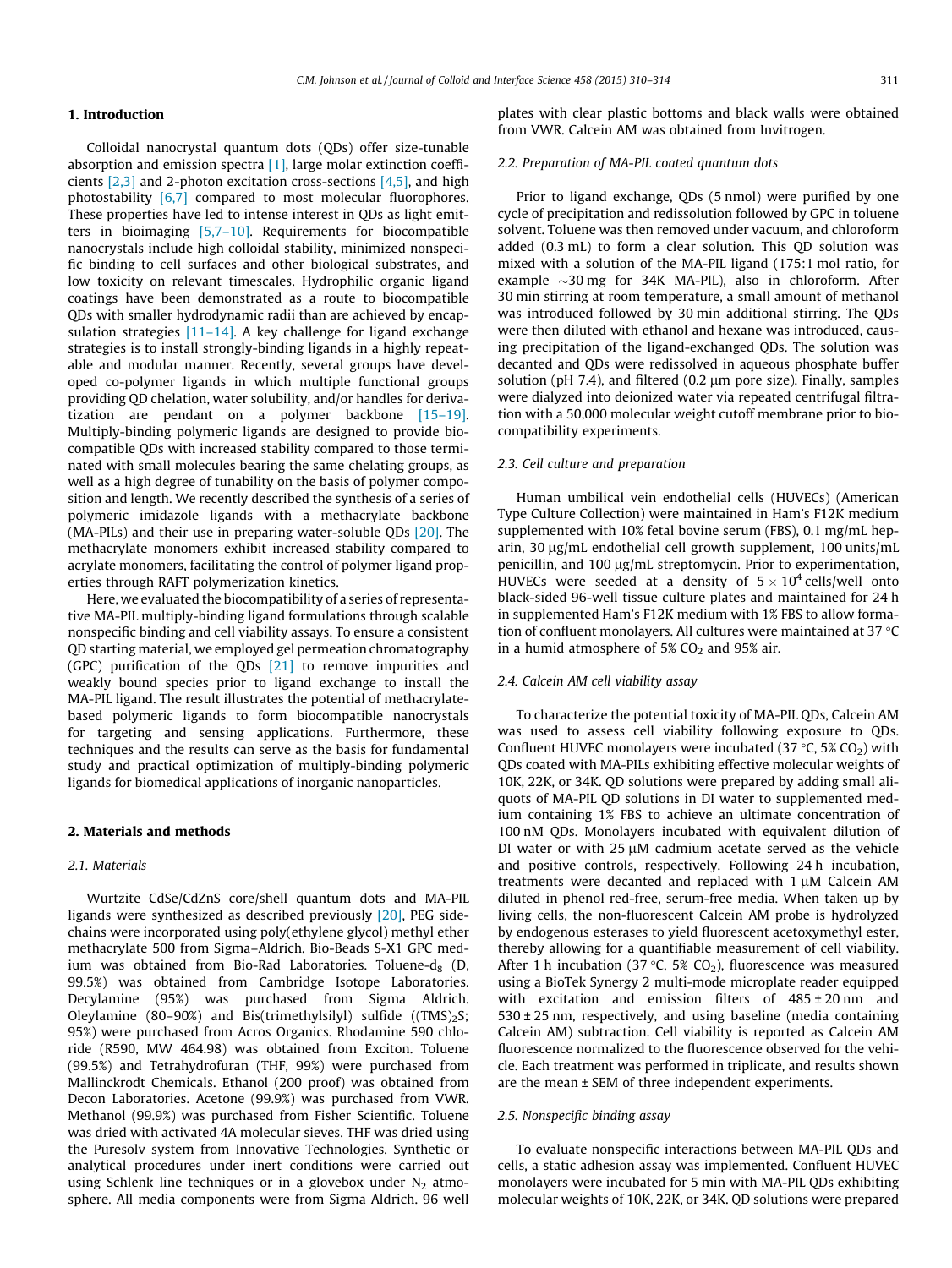## 1. Introduction

Colloidal nanocrystal quantum dots (QDs) offer size-tunable absorption and emission spectra [1], large molar extinction coefficients [2,3] and 2-photon excitation cross-sections [4,5], and high photostability [6,7] compared to most molecular fluorophores. These properties have led to intense interest in QDs as light emitters in bioimaging [5,7–10]. Requirements for biocompatible nanocrystals include high colloidal stability, minimized nonspecific binding to cell surfaces and other biological substrates, and low toxicity on relevant timescales. Hydrophilic organic ligand coatings have been demonstrated as a route to biocompatible QDs with smaller hydrodynamic radii than are achieved by encapsulation strategies [11–14]. A key challenge for ligand exchange strategies is to install strongly-binding ligands in a highly repeatable and modular manner. Recently, several groups have developed co-polymer ligands in which multiple functional groups providing QD chelation, water solubility, and/or handles for derivatization are pendant on a polymer backbone [15–19]. Multiply-binding polymeric ligands are designed to provide biocompatible QDs with increased stability compared to those terminated with small molecules bearing the same chelating groups, as well as a high degree of tunability on the basis of polymer composition and length. We recently described the synthesis of a series of polymeric imidazole ligands with a methacrylate backbone (MA-PILs) and their use in preparing water-soluble QDs [20]. The methacrylate monomers exhibit increased stability compared to acrylate monomers, facilitating the control of polymer ligand properties through RAFT polymerization kinetics.

Here, we evaluated the biocompatibility of a series of representative MA-PIL multiply-binding ligand formulations through scalable nonspecific binding and cell viability assays. To ensure a consistent QD starting material, we employed gel permeation chromatography (GPC) purification of the QDs [21] to remove impurities and weakly bound species prior to ligand exchange to install the MA-PIL ligand. The result illustrates the potential of methacrylate-based polymeric ligands to form biocompatible nanocrystals for targeting and sensing applications. Furthermore, these techniques and the results can serve as the basis for fundamental study and practical optimization of multiply-binding polymeric ligands for biomedical applications of inorganic nanoparticles.

## 2. Materials and methods

### 2.1. Materials

Wurtzite CdSe/CdZnS core/shell quantum dots and MA-PIL ligands were synthesized as described previously [20], PEG sidechains were incorporated using poly(ethylene glycol) methyl ether methacrylate 500 from Sigma–Aldrich. Bio-Beads S-X1 GPC medium was obtained from Bio-Rad Laboratories. Toluene-$d_8$ (D, 99.5%) was obtained from Cambridge Isotope Laboratories. Decylamine (95%) was purchased from Sigma Aldrich. Oleylamine (80–90%) and Bis(trimethylsilyl) sulfide ($(TMS)_2S$; 95%) were purchased from Acros Organics. Rhodamine 590 chloride (R590, MW 464.98) was obtained from Exciton. Toluene (99.5%) and Tetrahydrofuran (THF, 99%) were purchased from Mallinckrodt Chemicals. Ethanol (200 proof) was obtained from Decon Laboratories. Acetone (99.9%) was purchased from VWR. Methanol (99.9%) was purchased from Fisher Scientific. Toluene was dried with activated 4A molecular sieves. THF was dried using the Puresolv system from Innovative Technologies. Synthetic or analytical procedures under inert conditions were carried out using Schlenk line techniques or in a glovebox under $N_2$ atmosphere. All media components were from Sigma Aldrich. 96 well plates with clear plastic bottoms and black walls were obtained from VWR. Calcein AM was obtained from Invitrogen.

### 2.2. Preparation of MA-PIL coated quantum dots

Prior to ligand exchange, QDs (5 nmol) were purified by one cycle of precipitation and redissolution followed by GPC in toluene solvent. Toluene was then removed under vacuum, and chloroform added (0.3 mL) to form a clear solution. This QD solution was mixed with a solution of the MA-PIL ligand (175:1 mol ratio, for example ~30 mg for 34K MA-PIL), also in chloroform. After 30 min stirring at room temperature, a small amount of methanol was introduced followed by 30 min additional stirring. The QDs were then diluted with ethanol and hexane was introduced, causing precipitation of the ligand-exchanged QDs. The solution was decanted and QDs were redissolved in aqueous phosphate buffer solution (pH 7.4), and filtered (0.2 μm pore size). Finally, samples were dialyzed into deionized water via repeated centrifugal filtration with a 50,000 molecular weight cutoff membrane prior to biocompatibility experiments.

### 2.3. Cell culture and preparation

Human umbilical vein endothelial cells (HUVECs) (American Type Culture Collection) were maintained in Ham's F12K medium supplemented with 10% fetal bovine serum (FBS), 0.1 mg/mL heparin, 30 μg/mL endothelial cell growth supplement, 100 units/mL penicillin, and 100 μg/mL streptomycin. Prior to experimentation, HUVECs were seeded at a density of $5 \times 10^4$ cells/well onto black-sided 96-well tissue culture plates and maintained for 24 h in supplemented Ham's F12K medium with 1% FBS to allow formation of confluent monolayers. All cultures were maintained at 37 °C in a humid atmosphere of 5% $CO_2$ and 95% air.

### 2.4. Calcein AM cell viability assay

To characterize the potential toxicity of MA-PIL QDs, Calcein AM was used to assess cell viability following exposure to QDs. Confluent HUVEC monolayers were incubated (37 °C, 5% $CO_2$) with QDs coated with MA-PILs exhibiting effective molecular weights of 10K, 22K, or 34K. QD solutions were prepared by adding small aliquots of MA-PIL QD solutions in DI water to supplemented medium containing 1% FBS to achieve an ultimate concentration of 100 nM QDs. Monolayers incubated with equivalent dilution of DI water or with 25 μM cadmium acetate served as the vehicle and positive controls, respectively. Following 24 h incubation, treatments were decanted and replaced with 1 μM Calcein AM diluted in phenol red-free, serum-free media. When taken up by living cells, the non-fluorescent Calcein AM probe is hydrolyzed by endogenous esterases to yield fluorescent acetoxymethyl ester, thereby allowing for a quantifiable measurement of cell viability. After 1 h incubation (37 °C, 5% $CO_2$), fluorescence was measured using a BioTek Synergy 2 multi-mode microplate reader equipped with excitation and emission filters of 485 ± 20 nm and 530 ± 25 nm, respectively, and using baseline (media containing Calcein AM) subtraction. Cell viability is reported as Calcein AM fluorescence normalized to the fluorescence observed for the vehicle. Each treatment was performed in triplicate, and results shown are the mean ± SEM of three independent experiments.

### 2.5. Nonspecific binding assay

To evaluate nonspecific interactions between MA-PIL QDs and cells, a static adhesion assay was implemented. Confluent HUVEC monolayers were incubated for 5 min with MA-PIL QDs exhibiting molecular weights of 10K, 22K, or 34K. QD solutions were prepared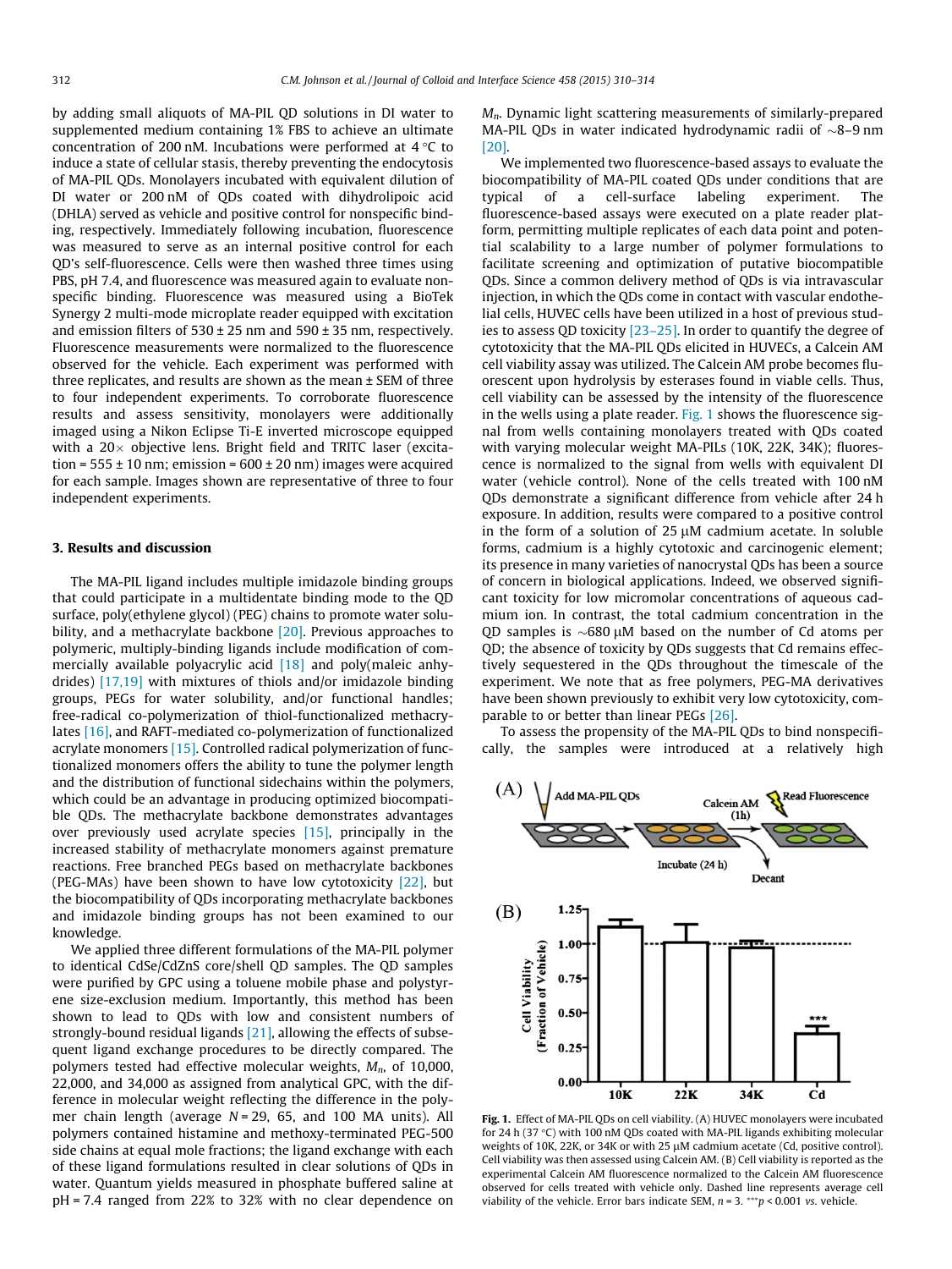by adding small aliquots of MA-PIL QD solutions in DI water to supplemented medium containing 1% FBS to achieve an ultimate concentration of 200 nM. Incubations were performed at 4 °C to induce a state of cellular stasis, thereby preventing the endocytosis of MA-PIL QDs. Monolayers incubated with equivalent dilution of DI water or 200 nM of QDs coated with dihydrolipoic acid (DHLA) served as vehicle and positive control for nonspecific binding, respectively. Immediately following incubation, fluorescence was measured to serve as an internal positive control for each QD's self-fluorescence. Cells were then washed three times using PBS, pH 7.4, and fluorescence was measured again to evaluate nonspecific binding. Fluorescence was measured using a BioTek Synergy 2 multi-mode microplate reader equipped with excitation and emission filters of 530 ± 25 nm and 590 ± 35 nm, respectively. Fluorescence measurements were normalized to the fluorescence observed for the vehicle. Each experiment was performed with three replicates, and results are shown as the mean ± SEM of three to four independent experiments. To corroborate fluorescence results and assess sensitivity, monolayers were additionally imaged using a Nikon Eclipse Ti-E inverted microscope equipped with a 20× objective lens. Bright field and TRITC laser (excitation = 555 ± 10 nm; emission = 600 ± 20 nm) images were acquired for each sample. Images shown are representative of three to four independent experiments.

## 3. Results and discussion

The MA-PIL ligand includes multiple imidazole binding groups that could participate in a multidentate binding mode to the QD surface, poly(ethylene glycol) (PEG) chains to promote water solubility, and a methacrylate backbone [20]. Previous approaches to polymeric, multiply-binding ligands include modification of commercially available polyacrylic acid [18] and poly(maleic anhydrides) [17,19] with mixtures of thiols and/or imidazole binding groups, PEGs for water solubility, and/or functional handles; free-radical co-polymerization of thiol-functionalized methacrylates [16], and RAFT-mediated co-polymerization of functionalized acrylate monomers [15]. Controlled radical polymerization of functionalized monomers offers the ability to tune the polymer length and the distribution of functional sidechains within the polymers, which could be an advantage in producing optimized biocompatible QDs. The methacrylate backbone demonstrates advantages over previously used acrylate species [15], principally in the increased stability of methacrylate monomers against premature reactions. Free branched PEGs based on methacrylate backbones (PEG-MAs) have been shown to have low cytotoxicity [22], but the biocompatibility of QDs incorporating methacrylate backbones and imidazole binding groups has not been examined to our knowledge.

We applied three different formulations of the MA-PIL polymer to identical CdSe/CdZnS core/shell QD samples. The QD samples were purified by GPC using a toluene mobile phase and polystyrene size-exclusion medium. Importantly, this method has been shown to lead to QDs with low and consistent numbers of strongly-bound residual ligands [21], allowing the effects of subsequent ligand exchange procedures to be directly compared. The polymers tested had effective molecular weights, $M_n$, of 10,000, 22,000, and 34,000 as assigned from analytical GPC, with the difference in molecular weight reflecting the difference in the polymer chain length (average $N$ = 29, 65, and 100 MA units). All polymers contained histamine and methoxy-terminated PEG-500 side chains at equal mole fractions; the ligand exchange with each of these ligand formulations resulted in clear solutions of QDs in water. Quantum yields measured in phosphate buffered saline at pH = 7.4 ranged from 22% to 32% with no clear dependence on $M_n$. Dynamic light scattering measurements of similarly-prepared MA-PIL QDs in water indicated hydrodynamic radii of ~8–9 nm [20].

We implemented two fluorescence-based assays to evaluate the biocompatibility of MA-PIL coated QDs under conditions that are typical of a cell-surface labeling experiment. The fluorescence-based assays were executed on a plate reader platform, permitting multiple replicates of each data point and potential scalability to a large number of polymer formulations to facilitate screening and optimization of putative biocompatible QDs. Since a common delivery method of QDs is via intravascular injection, in which the QDs come in contact with vascular endothelial cells, HUVEC cells have been utilized in a host of previous studies to assess QD toxicity [23–25]. In order to quantify the degree of cytotoxicity that the MA-PIL QDs elicited in HUVECs, a Calcein AM cell viability assay was utilized. The Calcein AM probe becomes fluorescent upon hydrolysis by esterases found in viable cells. Thus, cell viability can be assessed by the intensity of the fluorescence in the wells using a plate reader. Fig. 1 shows the fluorescence signal from wells containing monolayers treated with QDs coated with varying molecular weight MA-PILs (10K, 22K, 34K); fluorescence is normalized to the signal from wells with equivalent DI water (vehicle control). None of the cells treated with 100 nM QDs demonstrate a significant difference from vehicle after 24 h exposure. In addition, results were compared to a positive control in the form of a solution of 25 μM cadmium acetate. In soluble forms, cadmium is a highly cytotoxic and carcinogenic element; its presence in many varieties of nanocrystal QDs has been a source of concern in biological applications. Indeed, we observed significant toxicity for low micromolar concentrations of aqueous cadmium ion. In contrast, the total cadmium concentration in the QD samples is ~680 μM based on the number of Cd atoms per QD; the absence of toxicity by QDs suggests that Cd remains effectively sequestered in the QDs throughout the timescale of the experiment. We note that as free polymers, PEG-MA derivatives have been shown previously to exhibit very low cytotoxicity, comparable to or better than linear PEGs [26].

To assess the propensity of the MA-PIL QDs to bind nonspecifically, the samples were introduced at a relatively high

**Fig. 1.** Effect of MA-PIL QDs on cell viability. (A) HUVEC monolayers were incubated for 24 h (37 °C) with 100 nM QDs coated with MA-PIL ligands exhibiting molecular weights of 10K, 22K, or 34K or with 25 μM cadmium acetate (Cd, positive control). Cell viability was then assessed using Calcein AM. (B) Cell viability is reported as the experimental Calcein AM fluorescence normalized to the Calcein AM fluorescence observed for cells treated with vehicle only. Dashed line represents average cell viability of the vehicle. Error bars indicate SEM, $n$ = 3. ***$p$ < 0.001 *vs.* vehicle.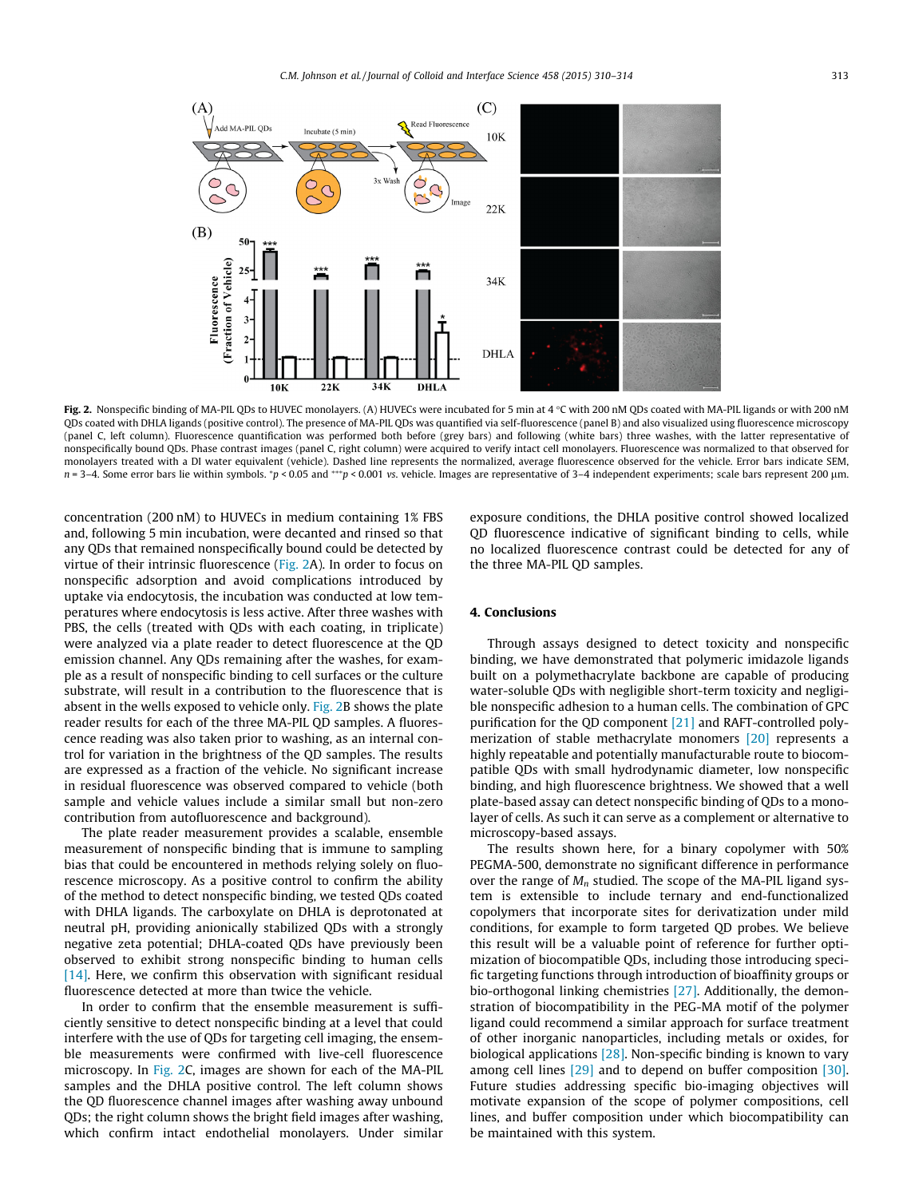(A)

Add MA-PIL QDs

Incubate (5 min)

Read Fluorescence

3x Wash

Image

(B)

Fluorescence (Fraction of Vehicle)

0
1
2
3
4
25
50

***
***
***
***
*

10K
22K
34K
DHLA

(C)

10K

22K

34K

DHLA

**Fig. 2.** Nonspecific binding of MA-PIL QDs to HUVEC monolayers. (A) HUVECs were incubated for 5 min at 4 °C with 200 nM QDs coated with MA-PIL ligands or with 200 nM QDs coated with DHLA ligands (positive control). The presence of MA-PIL QDs was quantified via self-fluorescence (panel B) and also visualized using fluorescence microscopy (panel C, left column). Fluorescence quantification was performed both before (grey bars) and following (white bars) three washes, with the latter representative of nonspecifically bound QDs. Phase contrast images (panel C, right column) were acquired to verify intact cell monolayers. Fluorescence was normalized to that observed for monolayers treated with a DI water equivalent (vehicle). Dashed line represents the normalized, average fluorescence observed for the vehicle. Error bars indicate SEM, $n = 3$–4. Some error bars lie within symbols. $^{*}p < 0.05$ and $^{***}p < 0.001$ *vs.* vehicle. Images are representative of 3–4 independent experiments; scale bars represent 200 μm.

concentration (200 nM) to HUVECs in medium containing 1% FBS and, following 5 min incubation, were decanted and rinsed so that any QDs that remained nonspecifically bound could be detected by virtue of their intrinsic fluorescence (Fig. 2A). In order to focus on nonspecific adsorption and avoid complications introduced by uptake via endocytosis, the incubation was conducted at low temperatures where endocytosis is less active. After three washes with PBS, the cells (treated with QDs with each coating, in triplicate) were analyzed via a plate reader to detect fluorescence at the QD emission channel. Any QDs remaining after the washes, for example as a result of nonspecific binding to cell surfaces or the culture substrate, will result in a contribution to the fluorescence that is absent in the wells exposed to vehicle only. Fig. 2B shows the plate reader results for each of the three MA-PIL QD samples. A fluorescence reading was also taken prior to washing, as an internal control for variation in the brightness of the QD samples. The results are expressed as a fraction of the vehicle. No significant increase in residual fluorescence was observed compared to vehicle (both sample and vehicle values include a similar small but non-zero contribution from autofluorescence and background).

The plate reader measurement provides a scalable, ensemble measurement of nonspecific binding that is immune to sampling bias that could be encountered in methods relying solely on fluorescence microscopy. As a positive control to confirm the ability of the method to detect nonspecific binding, we tested QDs coated with DHLA ligands. The carboxylate on DHLA is deprotonated at neutral pH, providing anionically stabilized QDs with a strongly negative zeta potential; DHLA-coated QDs have previously been observed to exhibit strong nonspecific binding to human cells [14]. Here, we confirm this observation with significant residual fluorescence detected at more than twice the vehicle.

In order to confirm that the ensemble measurement is sufficiently sensitive to detect nonspecific binding at a level that could interfere with the use of QDs for targeting cell imaging, the ensemble measurements were confirmed with live-cell fluorescence microscopy. In Fig. 2C, images are shown for each of the MA-PIL samples and the DHLA positive control. The left column shows the QD fluorescence channel images after washing away unbound QDs; the right column shows the bright field images after washing, which confirm intact endothelial monolayers. Under similar exposure conditions, the DHLA positive control showed localized QD fluorescence indicative of significant binding to cells, while no localized fluorescence contrast could be detected for any of the three MA-PIL QD samples.

## 4. Conclusions

Through assays designed to detect toxicity and nonspecific binding, we have demonstrated that polymeric imidazole ligands built on a polymethacrylate backbone are capable of producing water-soluble QDs with negligible short-term toxicity and negligible nonspecific adhesion to a human cells. The combination of GPC purification for the QD component [21] and RAFT-controlled polymerization of stable methacrylate monomers [20] represents a highly repeatable and potentially manufacturable route to biocompatible QDs with small hydrodynamic diameter, low nonspecific binding, and high fluorescence brightness. We showed that a well plate-based assay can detect nonspecific binding of QDs to a monolayer of cells. As such it can serve as a complement or alternative to microscopy-based assays.

The results shown here, for a binary copolymer with 50% PEGMA-500, demonstrate no significant difference in performance over the range of $M_n$ studied. The scope of the MA-PIL ligand system is extensible to include ternary and end-functionalized copolymers that incorporate sites for derivatization under mild conditions, for example to form targeted QD probes. We believe this result will be a valuable point of reference for further optimization of biocompatible QDs, including those introducing specific targeting functions through introduction of bioaffinity groups or bio-orthogonal linking chemistries [27]. Additionally, the demonstration of biocompatibility in the PEG-MA motif of the polymer ligand could recommend a similar approach for surface treatment of other inorganic nanoparticles, including metals or oxides, for biological applications [28]. Non-specific binding is known to vary among cell lines [29] and to depend on buffer composition [30]. Future studies addressing specific bio-imaging objectives will motivate expansion of the scope of polymer compositions, cell lines, and buffer composition under which biocompatibility can be maintained with this system.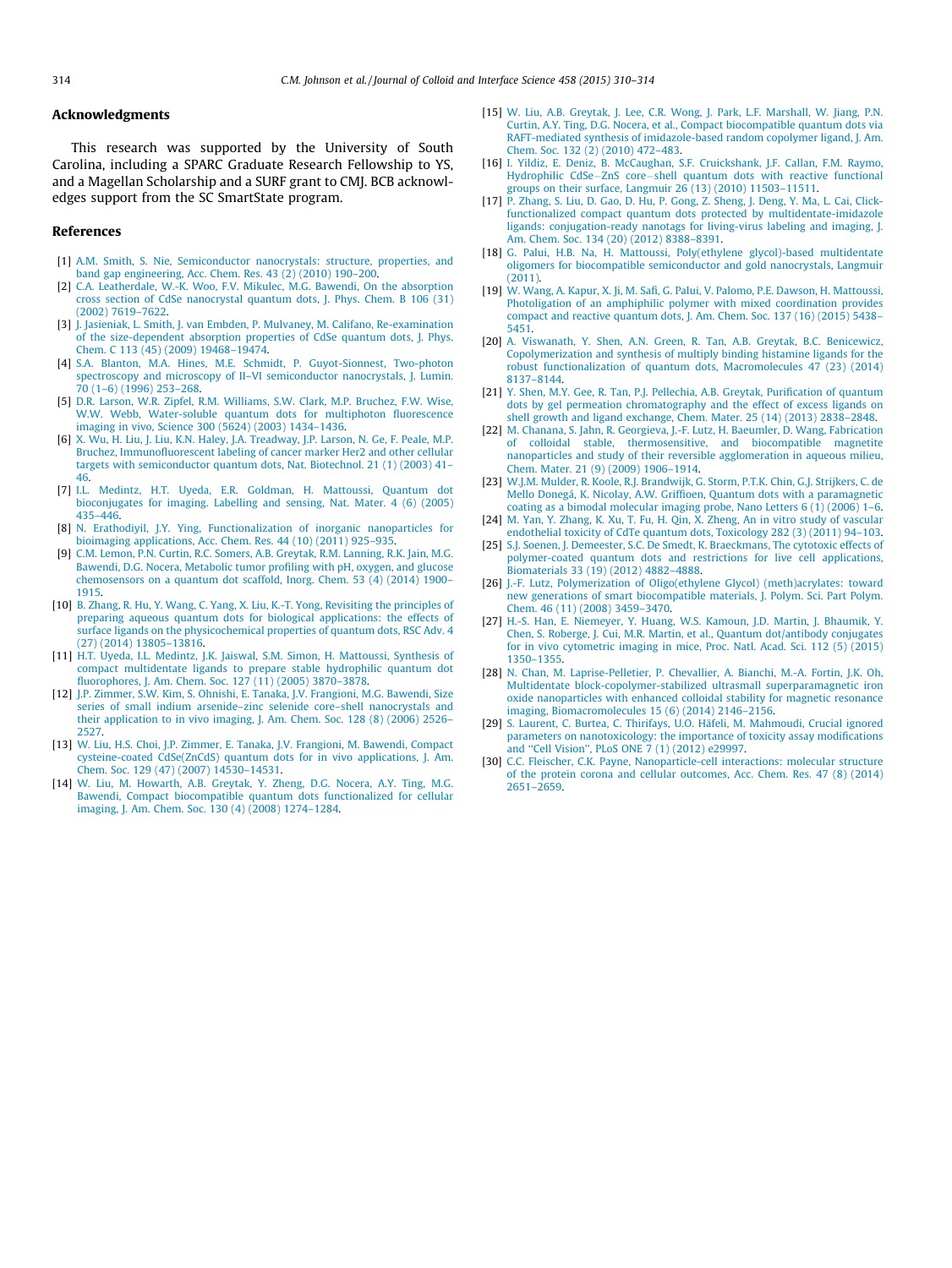## Acknowledgments

This research was supported by the University of South Carolina, including a SPARC Graduate Research Fellowship to YS, and a Magellan Scholarship and a SURF grant to CMJ. BCB acknowledges support from the SC SmartState program.

## References

[1] A.M. Smith, S. Nie, Semiconductor nanocrystals: structure, properties, and band gap engineering, Acc. Chem. Res. 43 (2) (2010) 190–200.

[2] C.A. Leatherdale, W.-K. Woo, F.V. Mikulec, M.G. Bawendi, On the absorption cross section of CdSe nanocrystal quantum dots, J. Phys. Chem. B 106 (31) (2002) 7619–7622.

[3] J. Jasieniak, L. Smith, J. van Embden, P. Mulvaney, M. Califano, Re-examination of the size-dependent absorption properties of CdSe quantum dots, J. Phys. Chem. C 113 (45) (2009) 19468–19474.

[4] S.A. Blanton, M.A. Hines, M.E. Schmidt, P. Guyot-Sionnest, Two-photon spectroscopy and microscopy of II–VI semiconductor nanocrystals, J. Lumin. 70 (1–6) (1996) 253–268.

[5] D.R. Larson, W.R. Zipfel, R.M. Williams, S.W. Clark, M.P. Bruchez, F.W. Wise, W.W. Webb, Water-soluble quantum dots for multiphoton fluorescence imaging in vivo, Science 300 (5624) (2003) 1434–1436.

[6] X. Wu, H. Liu, J. Liu, K.N. Haley, J.A. Treadway, J.P. Larson, N. Ge, F. Peale, M.P. Bruchez, Immunofluorescent labeling of cancer marker Her2 and other cellular targets with semiconductor quantum dots, Nat. Biotechnol. 21 (1) (2003) 41–46.

[7] I.L. Medintz, H.T. Uyeda, E.R. Goldman, H. Mattoussi, Quantum dot bioconjugates for imaging. Labelling and sensing, Nat. Mater. 4 (6) (2005) 435–446.

[8] N. Erathodiyil, J.Y. Ying, Functionalization of inorganic nanoparticles for bioimaging applications, Acc. Chem. Res. 44 (10) (2011) 925–935.

[9] C.M. Lemon, P.N. Curtin, R.C. Somers, A.B. Greytak, R.M. Lanning, R.K. Jain, M.G. Bawendi, D.G. Nocera, Metabolic tumor profiling with pH, oxygen, and glucose chemosensors on a quantum dot scaffold, Inorg. Chem. 53 (4) (2014) 1900–1915.

[10] B. Zhang, R. Hu, Y. Wang, C. Yang, X. Liu, K.-T. Yong, Revisiting the principles of preparing aqueous quantum dots for biological applications: the effects of surface ligands on the physicochemical properties of quantum dots, RSC Adv. 4 (27) (2014) 13805–13816.

[11] H.T. Uyeda, I.L. Medintz, J.K. Jaiswal, S.M. Simon, H. Mattoussi, Synthesis of compact multidentate ligands to prepare stable hydrophilic quantum dot fluorophores, J. Am. Chem. Soc. 127 (11) (2005) 3870–3878.

[12] J.P. Zimmer, S.W. Kim, S. Ohnishi, E. Tanaka, J.V. Frangioni, M.G. Bawendi, Size series of small indium arsenide–zinc selenide core–shell nanocrystals and their application to in vivo imaging, J. Am. Chem. Soc. 128 (8) (2006) 2526–2527.

[13] W. Liu, H.S. Choi, J.P. Zimmer, E. Tanaka, J.V. Frangioni, M. Bawendi, Compact cysteine-coated CdSe(ZnCdS) quantum dots for in vivo applications, J. Am. Chem. Soc. 129 (47) (2007) 14530–14531.

[14] W. Liu, M. Howarth, A.B. Greytak, Y. Zheng, D.G. Nocera, A.Y. Ting, M.G. Bawendi, Compact biocompatible quantum dots functionalized for cellular imaging, J. Am. Chem. Soc. 130 (4) (2008) 1274–1284.

[15] W. Liu, A.B. Greytak, J. Lee, C.R. Wong, J. Park, L.F. Marshall, W. Jiang, P.N. Curtin, A.Y. Ting, D.G. Nocera, et al., Compact biocompatible quantum dots via RAFT-mediated synthesis of imidazole-based random copolymer ligand, J. Am. Chem. Soc. 132 (2) (2010) 472–483.

[16] I. Yildiz, E. Deniz, B. McCaughan, S.F. Cruickshank, J.F. Callan, F.M. Raymo, Hydrophilic CdSe–ZnS core–shell quantum dots with reactive functional groups on their surface, Langmuir 26 (13) (2010) 11503–11511.

[17] P. Zhang, S. Liu, D. Gao, D. Hu, P. Gong, Z. Sheng, J. Deng, Y. Ma, L. Cai, Click-functionalized compact quantum dots protected by multidentate-imidazole ligands: conjugation-ready nanotags for living-virus labeling and imaging, J. Am. Chem. Soc. 134 (20) (2012) 8388–8391.

[18] G. Palui, H.B. Na, H. Mattoussi, Poly(ethylene glycol)-based multidentate oligomers for biocompatible semiconductor and gold nanocrystals, Langmuir (2011).

[19] W. Wang, A. Kapur, X. Ji, M. Safi, G. Palui, V. Palomo, P.E. Dawson, H. Mattoussi, Photoligation of an amphiphilic polymer with mixed coordination provides compact and reactive quantum dots, J. Am. Chem. Soc. 137 (16) (2015) 5438–5451.

[20] A. Viswanath, Y. Shen, A.N. Green, R. Tan, A.B. Greytak, B.C. Benicewicz, Copolymerization and synthesis of multiply binding histamine ligands for the robust functionalization of quantum dots, Macromolecules 47 (23) (2014) 8137–8144.

[21] Y. Shen, M.Y. Gee, R. Tan, P.J. Pellechia, A.B. Greytak, Purification of quantum dots by gel permeation chromatography and the effect of excess ligands on shell growth and ligand exchange, Chem. Mater. 25 (14) (2013) 2838–2848.

[22] M. Chanana, S. Jahn, R. Georgieva, J.-F. Lutz, H. Baeumler, D. Wang, Fabrication of colloidal stable, thermosensitive, and biocompatible magnetite nanoparticles and study of their reversible agglomeration in aqueous milieu, Chem. Mater. 21 (9) (2009) 1906–1914.

[23] W.J.M. Mulder, R. Koole, R.J. Brandwijk, G. Storm, P.T.K. Chin, G.J. Strijkers, C. de Mello Donegá, K. Nicolay, A.W. Griffioen, Quantum dots with a paramagnetic coating as a bimodal molecular imaging probe, Nano Letters 6 (1) (2006) 1–6.

[24] M. Yan, Y. Zhang, K. Xu, T. Fu, H. Qin, X. Zheng, An in vitro study of vascular endothelial toxicity of CdTe quantum dots, Toxicology 282 (3) (2011) 94–103.

[25] S.J. Soenen, J. Demeester, S.C. De Smedt, K. Braeckmans, The cytotoxic effects of polymer-coated quantum dots and restrictions for live cell applications, Biomaterials 33 (19) (2012) 4882–4888.

[26] J.-F. Lutz, Polymerization of Oligo(ethylene Glycol) (meth)acrylates: toward new generations of smart biocompatible materials, J. Polym. Sci. Part Polym. Chem. 46 (11) (2008) 3459–3470.

[27] H.-S. Han, E. Niemeyer, Y. Huang, W.S. Kamoun, J.D. Martin, J. Bhaumik, Y. Chen, S. Roberge, J. Cui, M.R. Martin, et al., Quantum dot/antibody conjugates for in vivo cytometric imaging in mice, Proc. Natl. Acad. Sci. 112 (5) (2015) 1350–1355.

[28] N. Chan, M. Laprise-Pelletier, P. Chevallier, A. Bianchi, M.-A. Fortin, J.K. Oh, Multidentate block-copolymer-stabilized ultrasmall superparamagnetic iron oxide nanoparticles with enhanced colloidal stability for magnetic resonance imaging, Biomacromolecules 15 (6) (2014) 2146–2156.

[29] S. Laurent, C. Burtea, C. Thirifays, U.O. Häfeli, M. Mahmoudi, Crucial ignored parameters on nanotoxicology: the importance of toxicity assay modifications and "Cell Vision", PLoS ONE 7 (1) (2012) e29997.

[30] C.C. Fleischer, C.K. Payne, Nanoparticle-cell interactions: molecular structure of the protein corona and cellular outcomes, Acc. Chem. Res. 47 (8) (2014) 2651–2659.